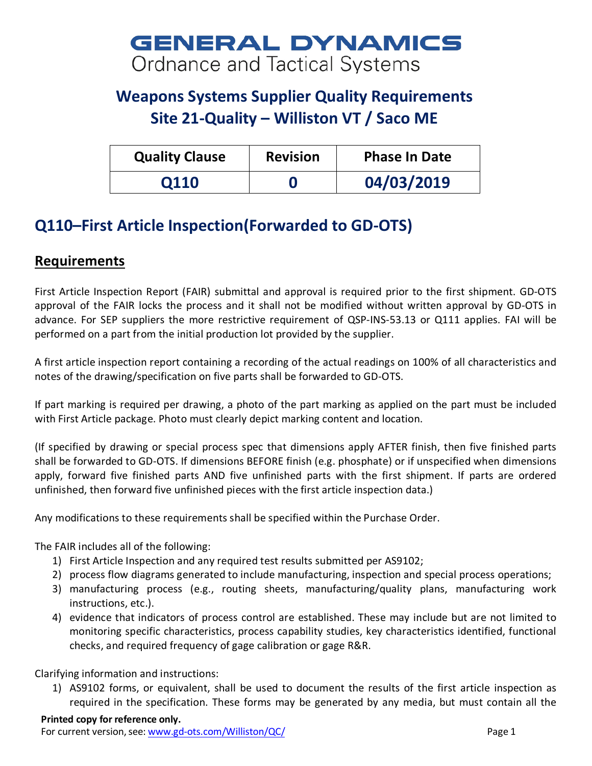# GENERAL DYNAMICS
Ordnance and Tactical Systems

## Weapons Systems Supplier Quality Requirements
## Site 21-Quality – Williston VT / Saco ME

| Quality Clause | Revision | Phase In Date |
|---|---|---|
| Q110 | 0 | 04/03/2019 |

## Q110–First Article Inspection(Forwarded to GD-OTS)

### Requirements

First Article Inspection Report (FAIR) submittal and approval is required prior to the first shipment. GD-OTS approval of the FAIR locks the process and it shall not be modified without written approval by GD-OTS in advance. For SEP suppliers the more restrictive requirement of QSP-INS-53.13 or Q111 applies. FAI will be performed on a part from the initial production lot provided by the supplier.

A first article inspection report containing a recording of the actual readings on 100% of all characteristics and notes of the drawing/specification on five parts shall be forwarded to GD-OTS.

If part marking is required per drawing, a photo of the part marking as applied on the part must be included with First Article package. Photo must clearly depict marking content and location.

(If specified by drawing or special process spec that dimensions apply AFTER finish, then five finished parts shall be forwarded to GD-OTS. If dimensions BEFORE finish (e.g. phosphate) or if unspecified when dimensions apply, forward five finished parts AND five unfinished parts with the first shipment. If parts are ordered unfinished, then forward five unfinished pieces with the first article inspection data.)

Any modifications to these requirements shall be specified within the Purchase Order.

The FAIR includes all of the following:

1) First Article Inspection and any required test results submitted per AS9102;
2) process flow diagrams generated to include manufacturing, inspection and special process operations;
3) manufacturing process (e.g., routing sheets, manufacturing/quality plans, manufacturing work instructions, etc.).
4) evidence that indicators of process control are established. These may include but are not limited to monitoring specific characteristics, process capability studies, key characteristics identified, functional checks, and required frequency of gage calibration or gage R&R.

Clarifying information and instructions:

1) AS9102 forms, or equivalent, shall be used to document the results of the first article inspection as required in the specification. These forms may be generated by any media, but must contain all the

**Printed copy for reference only.**
For current version, see: www.gd-ots.com/Williston/QC/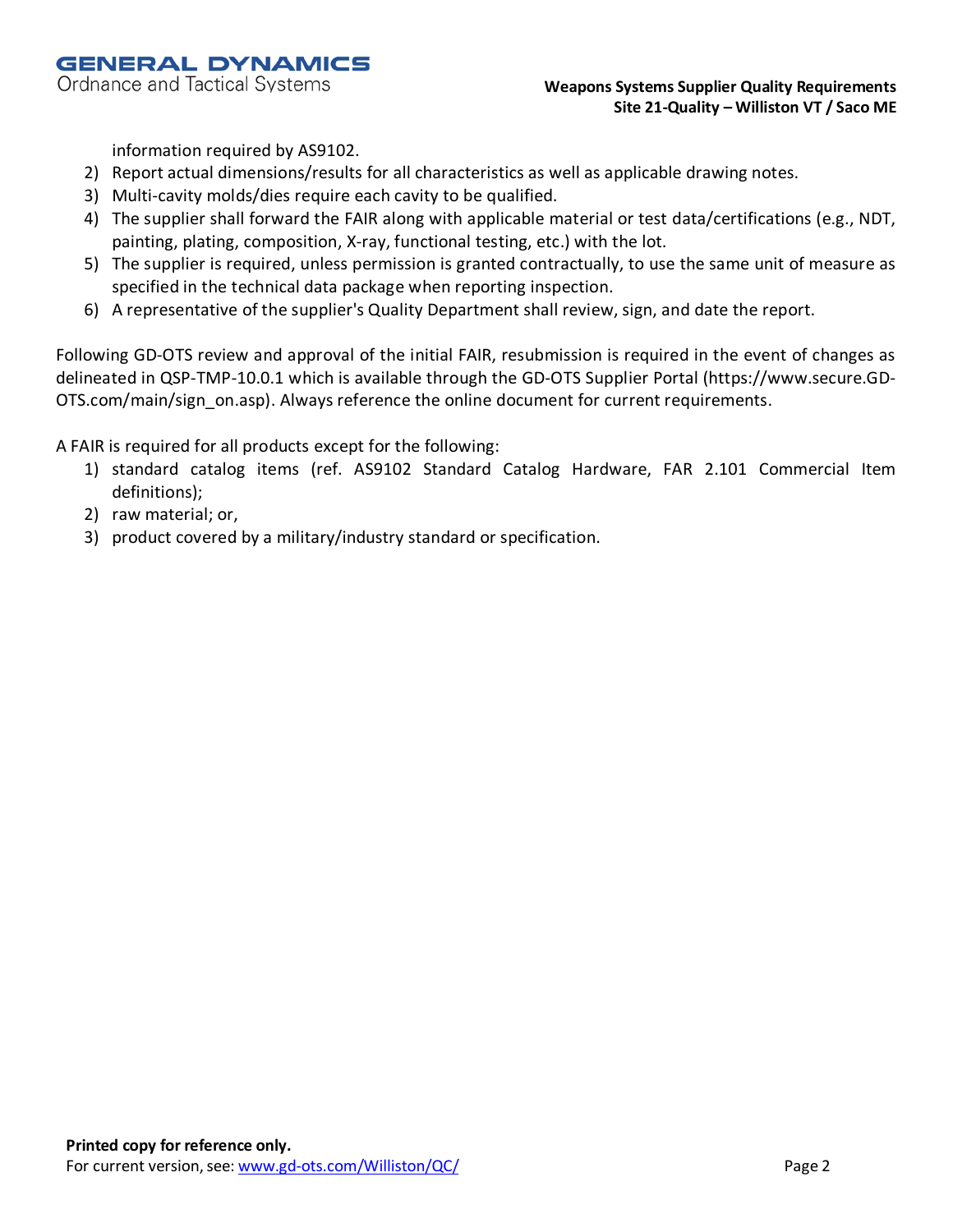information required by AS9102.
2) Report actual dimensions/results for all characteristics as well as applicable drawing notes.
3) Multi-cavity molds/dies require each cavity to be qualified.
4) The supplier shall forward the FAIR along with applicable material or test data/certifications (e.g., NDT, painting, plating, composition, X-ray, functional testing, etc.) with the lot.
5) The supplier is required, unless permission is granted contractually, to use the same unit of measure as specified in the technical data package when reporting inspection.
6) A representative of the supplier's Quality Department shall review, sign, and date the report.

Following GD-OTS review and approval of the initial FAIR, resubmission is required in the event of changes as delineated in QSP-TMP-10.0.1 which is available through the GD-OTS Supplier Portal (https://www.secure.GD-OTS.com/main/sign_on.asp). Always reference the online document for current requirements.

A FAIR is required for all products except for the following:

1) standard catalog items (ref. AS9102 Standard Catalog Hardware, FAR 2.101 Commercial Item definitions);
2) raw material; or,
3) product covered by a military/industry standard or specification.